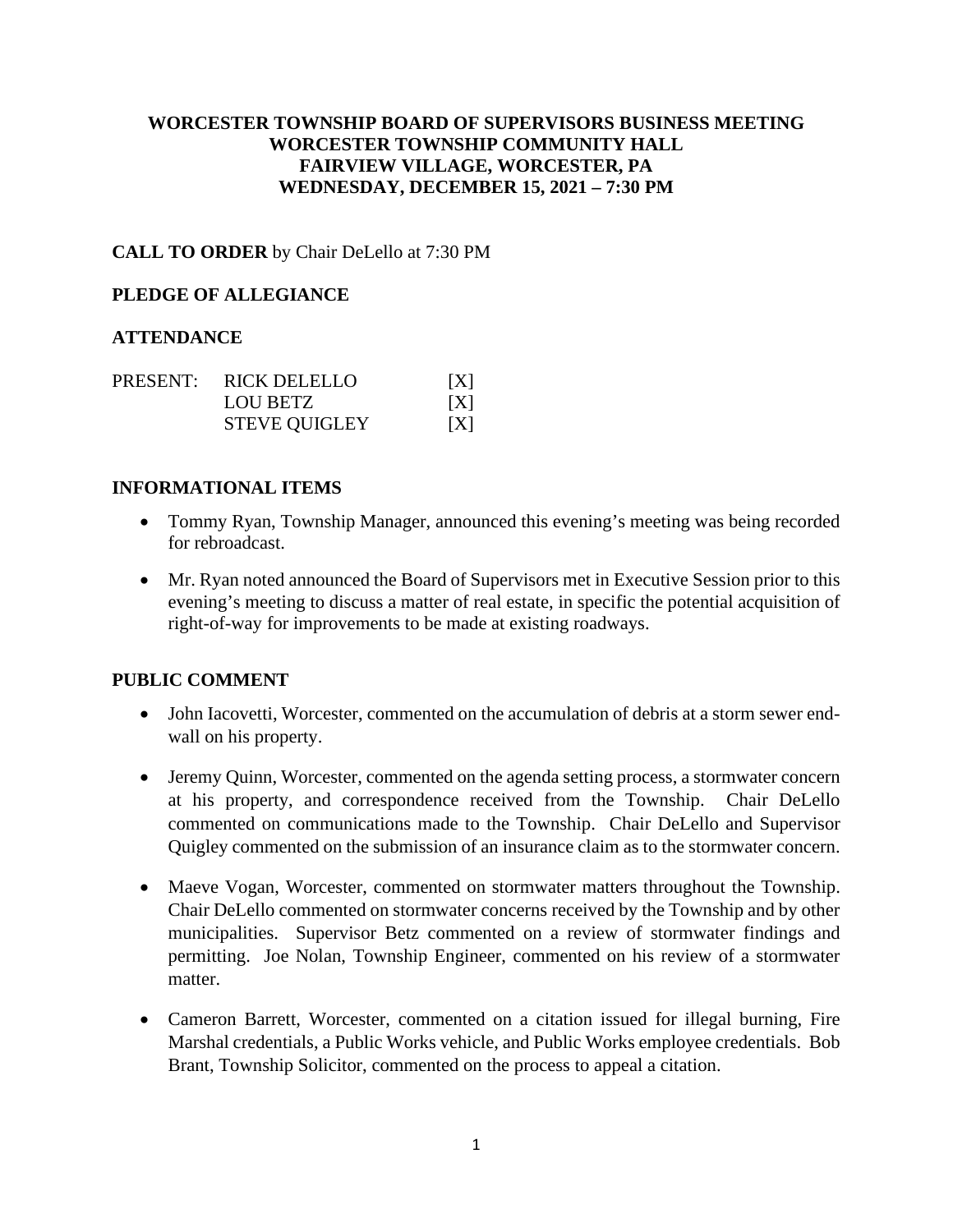**WORCESTER TOWNSHIP BOARD OF SUPERVISORS BUSINESS MEETING**
**WORCESTER TOWNSHIP COMMUNITY HALL**
**FAIRVIEW VILLAGE, WORCESTER, PA**
**WEDNESDAY, DECEMBER 15, 2021 – 7:30 PM**

**CALL TO ORDER** by Chair DeLello at 7:30 PM

**PLEDGE OF ALLEGIANCE**

**ATTENDANCE**

| PRESENT: | RICK DELELLO | [X] |
|---|---|---|
| | LOU BETZ | [X] |
| | STEVE QUIGLEY | [X] |

**INFORMATIONAL ITEMS**

- Tommy Ryan, Township Manager, announced this evening's meeting was being recorded for rebroadcast.
- Mr. Ryan noted announced the Board of Supervisors met in Executive Session prior to this evening's meeting to discuss a matter of real estate, in specific the potential acquisition of right-of-way for improvements to be made at existing roadways.

**PUBLIC COMMENT**

- John Iacovetti, Worcester, commented on the accumulation of debris at a storm sewer end-wall on his property.
- Jeremy Quinn, Worcester, commented on the agenda setting process, a stormwater concern at his property, and correspondence received from the Township. Chair DeLello commented on communications made to the Township. Chair DeLello and Supervisor Quigley commented on the submission of an insurance claim as to the stormwater concern.
- Maeve Vogan, Worcester, commented on stormwater matters throughout the Township. Chair DeLello commented on stormwater concerns received by the Township and by other municipalities. Supervisor Betz commented on a review of stormwater findings and permitting. Joe Nolan, Township Engineer, commented on his review of a stormwater matter.
- Cameron Barrett, Worcester, commented on a citation issued for illegal burning, Fire Marshal credentials, a Public Works vehicle, and Public Works employee credentials. Bob Brant, Township Solicitor, commented on the process to appeal a citation.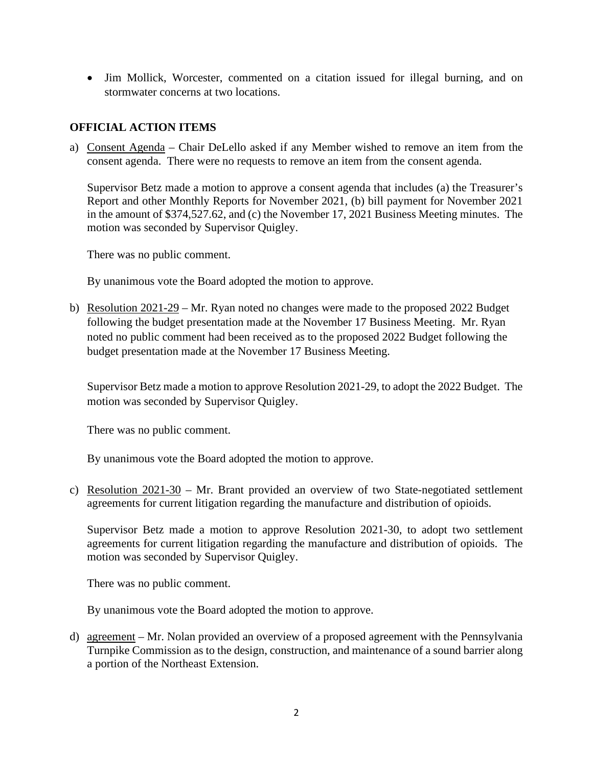- Jim Mollick, Worcester, commented on a citation issued for illegal burning, and on stormwater concerns at two locations.

## OFFICIAL ACTION ITEMS

a) Consent Agenda – Chair DeLello asked if any Member wished to remove an item from the consent agenda. There were no requests to remove an item from the consent agenda.

   Supervisor Betz made a motion to approve a consent agenda that includes (a) the Treasurer's Report and other Monthly Reports for November 2021, (b) bill payment for November 2021 in the amount of $374,527.62, and (c) the November 17, 2021 Business Meeting minutes. The motion was seconded by Supervisor Quigley.

   There was no public comment.

   By unanimous vote the Board adopted the motion to approve.

b) Resolution 2021-29 – Mr. Ryan noted no changes were made to the proposed 2022 Budget following the budget presentation made at the November 17 Business Meeting. Mr. Ryan noted no public comment had been received as to the proposed 2022 Budget following the budget presentation made at the November 17 Business Meeting.

   Supervisor Betz made a motion to approve Resolution 2021-29, to adopt the 2022 Budget. The motion was seconded by Supervisor Quigley.

   There was no public comment.

   By unanimous vote the Board adopted the motion to approve.

c) Resolution 2021-30 – Mr. Brant provided an overview of two State-negotiated settlement agreements for current litigation regarding the manufacture and distribution of opioids.

   Supervisor Betz made a motion to approve Resolution 2021-30, to adopt two settlement agreements for current litigation regarding the manufacture and distribution of opioids. The motion was seconded by Supervisor Quigley.

   There was no public comment.

   By unanimous vote the Board adopted the motion to approve.

d) agreement – Mr. Nolan provided an overview of a proposed agreement with the Pennsylvania Turnpike Commission as to the design, construction, and maintenance of a sound barrier along a portion of the Northeast Extension.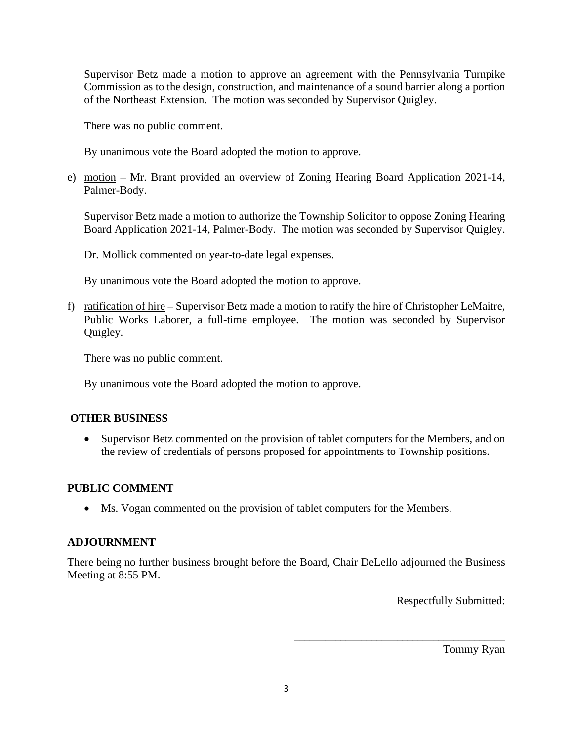Supervisor Betz made a motion to approve an agreement with the Pennsylvania Turnpike Commission as to the design, construction, and maintenance of a sound barrier along a portion of the Northeast Extension. The motion was seconded by Supervisor Quigley.

There was no public comment.

By unanimous vote the Board adopted the motion to approve.

e) motion – Mr. Brant provided an overview of Zoning Hearing Board Application 2021-14, Palmer-Body.

Supervisor Betz made a motion to authorize the Township Solicitor to oppose Zoning Hearing Board Application 2021-14, Palmer-Body. The motion was seconded by Supervisor Quigley.

Dr. Mollick commented on year-to-date legal expenses.

By unanimous vote the Board adopted the motion to approve.

f) ratification of hire – Supervisor Betz made a motion to ratify the hire of Christopher LeMaitre, Public Works Laborer, a full-time employee. The motion was seconded by Supervisor Quigley.

There was no public comment.

By unanimous vote the Board adopted the motion to approve.

## OTHER BUSINESS

- Supervisor Betz commented on the provision of tablet computers for the Members, and on the review of credentials of persons proposed for appointments to Township positions.

## PUBLIC COMMENT

- Ms. Vogan commented on the provision of tablet computers for the Members.

## ADJOURNMENT

There being no further business brought before the Board, Chair DeLello adjourned the Business Meeting at 8:55 PM.

Respectfully Submitted:

\_\_\_\_\_\_\_\_\_\_\_\_\_\_\_\_\_\_\_\_\_\_\_\_\_\_\_\_\_\_\_\_\_\_\_\_\_\_

Tommy Ryan